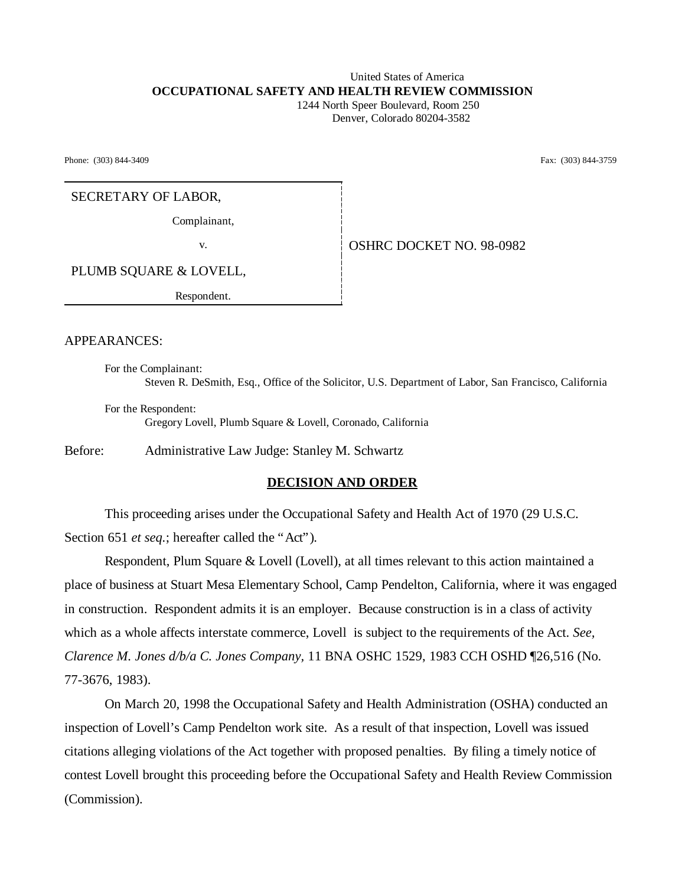United States of America
**OCCUPATIONAL SAFETY AND HEALTH REVIEW COMMISSION**
1244 North Speer Boulevard, Room 250
Denver, Colorado 80204-3582

Phone: (303) 844-3409 Fax: (303) 844-3759

| | |
|---|---|
| SECRETARY OF LABOR, Complainant, v. PLUMB SQUARE & LOVELL, Respondent. | OSHRC DOCKET NO. 98-0982 |

APPEARANCES:

For the Complainant:
Steven R. DeSmith, Esq., Office of the Solicitor, U.S. Department of Labor, San Francisco, California

For the Respondent:
Gregory Lovell, Plumb Square & Lovell, Coronado, California

Before: Administrative Law Judge: Stanley M. Schwartz

## DECISION AND ORDER

This proceeding arises under the Occupational Safety and Health Act of 1970 (29 U.S.C. Section 651 *et seq.*; hereafter called the "Act").

Respondent, Plum Square & Lovell (Lovell), at all times relevant to this action maintained a place of business at Stuart Mesa Elementary School, Camp Pendelton, California, where it was engaged in construction. Respondent admits it is an employer. Because construction is in a class of activity which as a whole affects interstate commerce, Lovell is subject to the requirements of the Act. *See, Clarence M. Jones d/b/a C. Jones Company*, 11 BNA OSHC 1529, 1983 CCH OSHD ¶26,516 (No. 77-3676, 1983).

On March 20, 1998 the Occupational Safety and Health Administration (OSHA) conducted an inspection of Lovell's Camp Pendelton work site. As a result of that inspection, Lovell was issued citations alleging violations of the Act together with proposed penalties. By filing a timely notice of contest Lovell brought this proceeding before the Occupational Safety and Health Review Commission (Commission).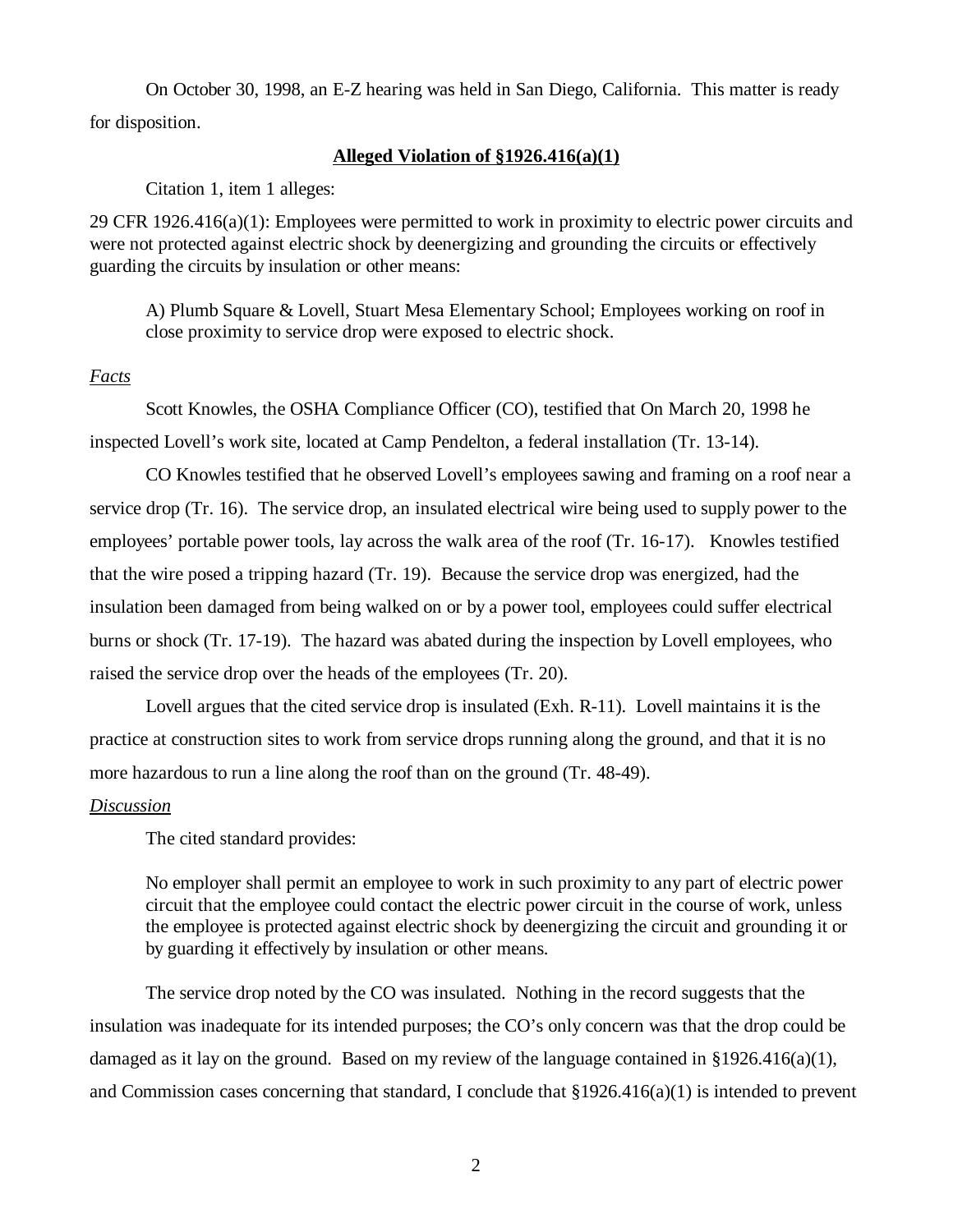On October 30, 1998, an E-Z hearing was held in San Diego, California. This matter is ready for disposition.

**Alleged Violation of §1926.416(a)(1)**

Citation 1, item 1 alleges:

29 CFR 1926.416(a)(1): Employees were permitted to work in proximity to electric power circuits and were not protected against electric shock by deenergizing and grounding the circuits or effectively guarding the circuits by insulation or other means:

> A) Plumb Square & Lovell, Stuart Mesa Elementary School; Employees working on roof in close proximity to service drop were exposed to electric shock.

*Facts*

Scott Knowles, the OSHA Compliance Officer (CO), testified that On March 20, 1998 he inspected Lovell's work site, located at Camp Pendelton, a federal installation (Tr. 13-14).

CO Knowles testified that he observed Lovell's employees sawing and framing on a roof near a service drop (Tr. 16). The service drop, an insulated electrical wire being used to supply power to the employees' portable power tools, lay across the walk area of the roof (Tr. 16-17). Knowles testified that the wire posed a tripping hazard (Tr. 19). Because the service drop was energized, had the insulation been damaged from being walked on or by a power tool, employees could suffer electrical burns or shock (Tr. 17-19). The hazard was abated during the inspection by Lovell employees, who raised the service drop over the heads of the employees (Tr. 20).

Lovell argues that the cited service drop is insulated (Exh. R-11). Lovell maintains it is the practice at construction sites to work from service drops running along the ground, and that it is no more hazardous to run a line along the roof than on the ground (Tr. 48-49).

*Discussion*

The cited standard provides:

> No employer shall permit an employee to work in such proximity to any part of electric power circuit that the employee could contact the electric power circuit in the course of work, unless the employee is protected against electric shock by deenergizing the circuit and grounding it or by guarding it effectively by insulation or other means.

The service drop noted by the CO was insulated. Nothing in the record suggests that the insulation was inadequate for its intended purposes; the CO's only concern was that the drop could be damaged as it lay on the ground. Based on my review of the language contained in §1926.416(a)(1), and Commission cases concerning that standard, I conclude that §1926.416(a)(1) is intended to prevent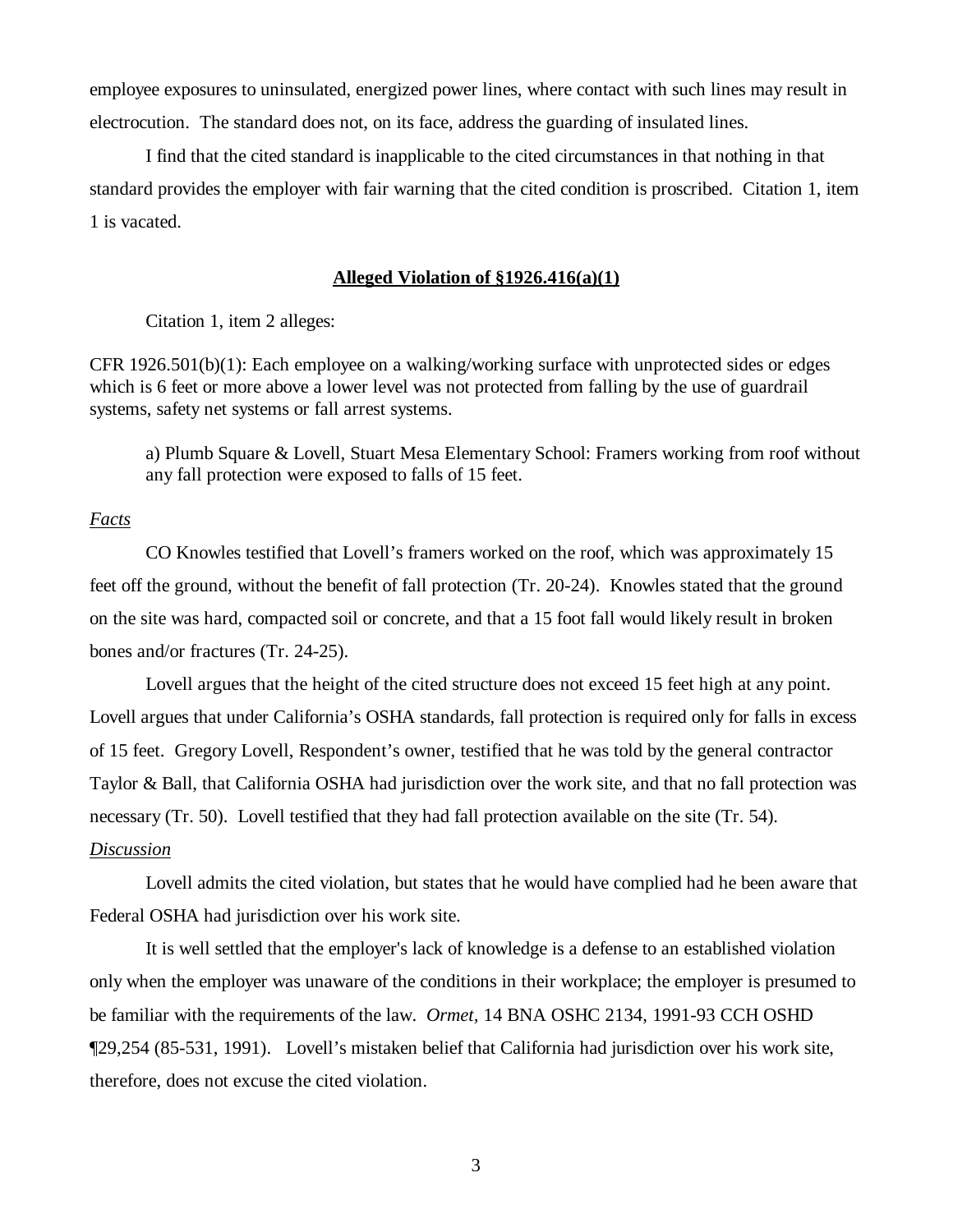employee exposures to uninsulated, energized power lines, where contact with such lines may result in electrocution. The standard does not, on its face, address the guarding of insulated lines.

I find that the cited standard is inapplicable to the cited circumstances in that nothing in that standard provides the employer with fair warning that the cited condition is proscribed. Citation 1, item 1 is vacated.

**Alleged Violation of §1926.416(a)(1)**

Citation 1, item 2 alleges:

CFR 1926.501(b)(1): Each employee on a walking/working surface with unprotected sides or edges which is 6 feet or more above a lower level was not protected from falling by the use of guardrail systems, safety net systems or fall arrest systems.

> a) Plumb Square & Lovell, Stuart Mesa Elementary School: Framers working from roof without any fall protection were exposed to falls of 15 feet.

*Facts*

CO Knowles testified that Lovell's framers worked on the roof, which was approximately 15 feet off the ground, without the benefit of fall protection (Tr. 20-24). Knowles stated that the ground on the site was hard, compacted soil or concrete, and that a 15 foot fall would likely result in broken bones and/or fractures (Tr. 24-25).

Lovell argues that the height of the cited structure does not exceed 15 feet high at any point. Lovell argues that under California's OSHA standards, fall protection is required only for falls in excess of 15 feet. Gregory Lovell, Respondent's owner, testified that he was told by the general contractor Taylor & Ball, that California OSHA had jurisdiction over the work site, and that no fall protection was necessary (Tr. 50). Lovell testified that they had fall protection available on the site (Tr. 54).

*Discussion*

Lovell admits the cited violation, but states that he would have complied had he been aware that Federal OSHA had jurisdiction over his work site.

It is well settled that the employer's lack of knowledge is a defense to an established violation only when the employer was unaware of the conditions in their workplace; the employer is presumed to be familiar with the requirements of the law. *Ormet,* 14 BNA OSHC 2134, 1991-93 CCH OSHD ¶29,254 (85-531, 1991). Lovell's mistaken belief that California had jurisdiction over his work site, therefore, does not excuse the cited violation.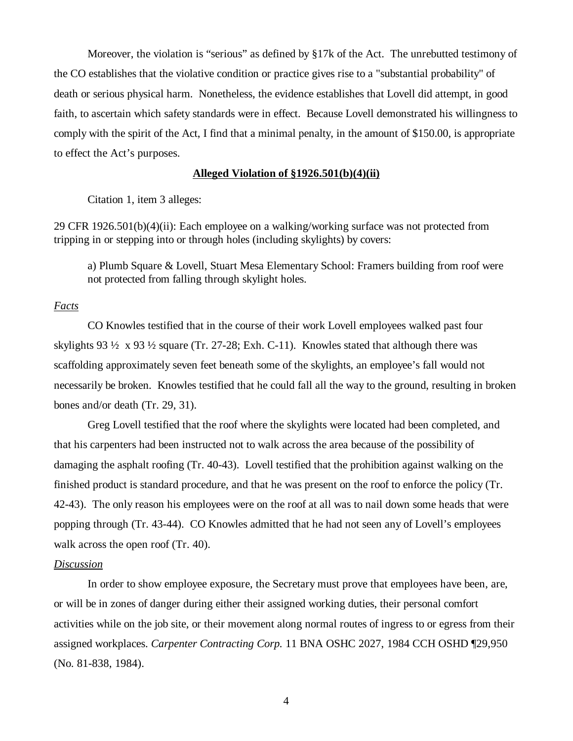Moreover, the violation is "serious" as defined by §17k of the Act. The unrebutted testimony of the CO establishes that the violative condition or practice gives rise to a "substantial probability" of death or serious physical harm. Nonetheless, the evidence establishes that Lovell did attempt, in good faith, to ascertain which safety standards were in effect. Because Lovell demonstrated his willingness to comply with the spirit of the Act, I find that a minimal penalty, in the amount of $150.00, is appropriate to effect the Act's purposes.

**<u>Alleged Violation of §1926.501(b)(4)(ii)</u>**

Citation 1, item 3 alleges:

29 CFR 1926.501(b)(4)(ii): Each employee on a walking/working surface was not protected from tripping in or stepping into or through holes (including skylights) by covers:

> a) Plumb Square & Lovell, Stuart Mesa Elementary School: Framers building from roof were not protected from falling through skylight holes.

*<u>Facts</u>*

CO Knowles testified that in the course of their work Lovell employees walked past four skylights 93 ½ x 93 ½ square (Tr. 27-28; Exh. C-11). Knowles stated that although there was scaffolding approximately seven feet beneath some of the skylights, an employee's fall would not necessarily be broken. Knowles testified that he could fall all the way to the ground, resulting in broken bones and/or death (Tr. 29, 31).

Greg Lovell testified that the roof where the skylights were located had been completed, and that his carpenters had been instructed not to walk across the area because of the possibility of damaging the asphalt roofing (Tr. 40-43). Lovell testified that the prohibition against walking on the finished product is standard procedure, and that he was present on the roof to enforce the policy (Tr. 42-43). The only reason his employees were on the roof at all was to nail down some heads that were popping through (Tr. 43-44). CO Knowles admitted that he had not seen any of Lovell's employees walk across the open roof (Tr. 40).

*<u>Discussion</u>*

In order to show employee exposure, the Secretary must prove that employees have been, are, or will be in zones of danger during either their assigned working duties, their personal comfort activities while on the job site, or their movement along normal routes of ingress to or egress from their assigned workplaces. *Carpenter Contracting Corp.* 11 BNA OSHC 2027, 1984 CCH OSHD ¶29,950 (No. 81-838, 1984).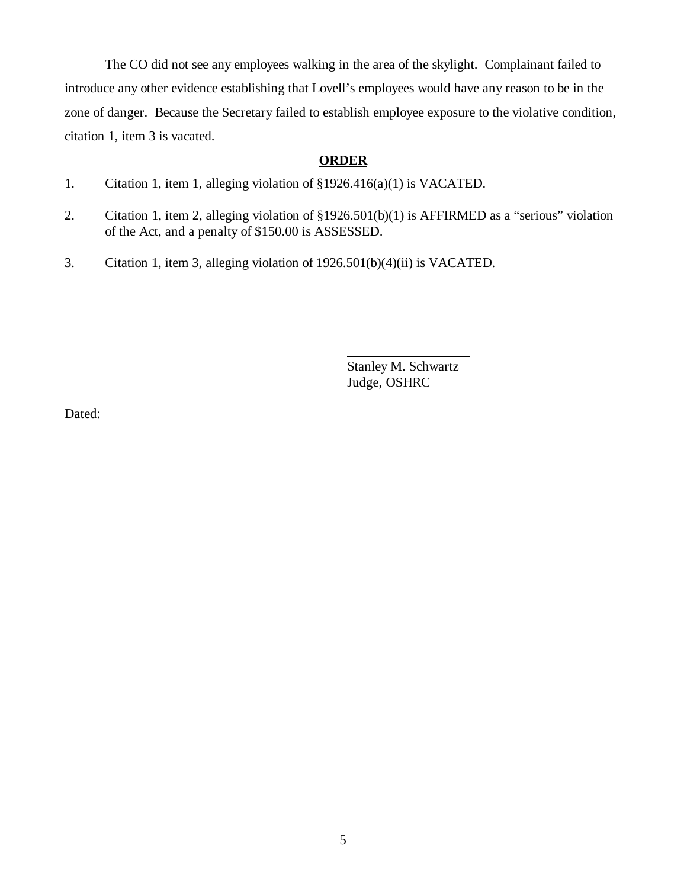The CO did not see any employees walking in the area of the skylight. Complainant failed to introduce any other evidence establishing that Lovell's employees would have any reason to be in the zone of danger. Because the Secretary failed to establish employee exposure to the violative condition, citation 1, item 3 is vacated.

## ORDER

1. Citation 1, item 1, alleging violation of §1926.416(a)(1) is VACATED.

2. Citation 1, item 2, alleging violation of §1926.501(b)(1) is AFFIRMED as a "serious" violation of the Act, and a penalty of $150.00 is ASSESSED.

3. Citation 1, item 3, alleging violation of 1926.501(b)(4)(ii) is VACATED.

Stanley M. Schwartz
Judge, OSHRC

Dated: